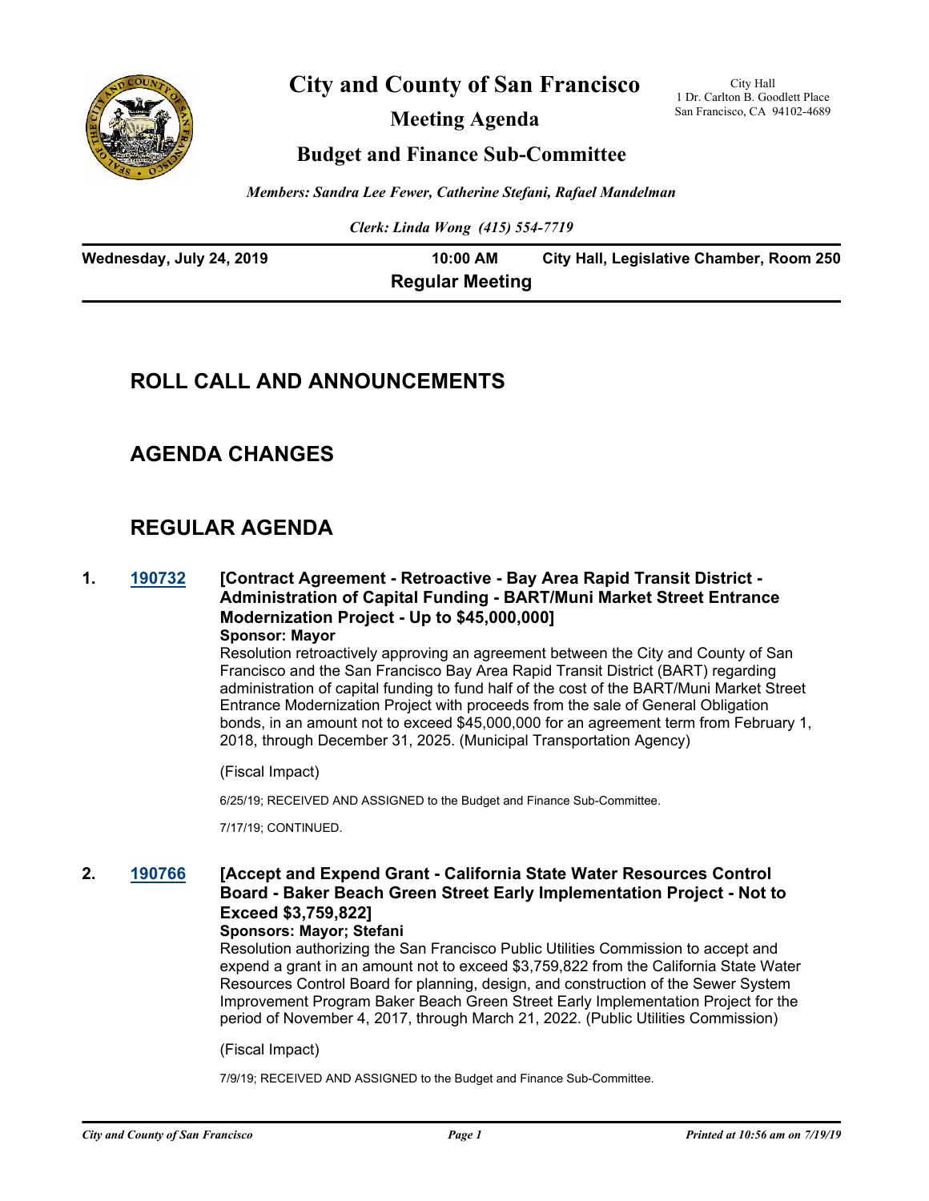# City and County of San Francisco

## Meeting Agenda

## Budget and Finance Sub-Committee

City Hall
1 Dr. Carlton B. Goodlett Place
San Francisco, CA 94102-4689

*Members: Sandra Lee Fewer, Catherine Stefani, Rafael Mandelman*

*Clerk: Linda Wong (415) 554-7719*

**Wednesday, July 24, 2019** | **10:00 AM** | **City Hall, Legislative Chamber, Room 250**

**Regular Meeting**

## ROLL CALL AND ANNOUNCEMENTS

## AGENDA CHANGES

## REGULAR AGENDA

**1. 190732 [Contract Agreement - Retroactive - Bay Area Rapid Transit District - Administration of Capital Funding - BART/Muni Market Street Entrance Modernization Project - Up to $45,000,000]**

**Sponsor: Mayor**

Resolution retroactively approving an agreement between the City and County of San Francisco and the San Francisco Bay Area Rapid Transit District (BART) regarding administration of capital funding to fund half of the cost of the BART/Muni Market Street Entrance Modernization Project with proceeds from the sale of General Obligation bonds, in an amount not to exceed $45,000,000 for an agreement term from February 1, 2018, through December 31, 2025. (Municipal Transportation Agency)

(Fiscal Impact)

6/25/19; RECEIVED AND ASSIGNED to the Budget and Finance Sub-Committee.

7/17/19; CONTINUED.

**2. 190766 [Accept and Expend Grant - California State Water Resources Control Board - Baker Beach Green Street Early Implementation Project - Not to Exceed $3,759,822]**

**Sponsors: Mayor; Stefani**

Resolution authorizing the San Francisco Public Utilities Commission to accept and expend a grant in an amount not to exceed $3,759,822 the California State Water Resources Control Board for planning, design, and construction of the Sewer System Improvement Program Baker Beach Green Street Early Implementation Project for the period of November 4, 2017, through March 21, 2022. (Public Utilities Commission)

(Fiscal Impact)

7/9/19; RECEIVED AND ASSIGNED to the Budget and Finance Sub-Committee.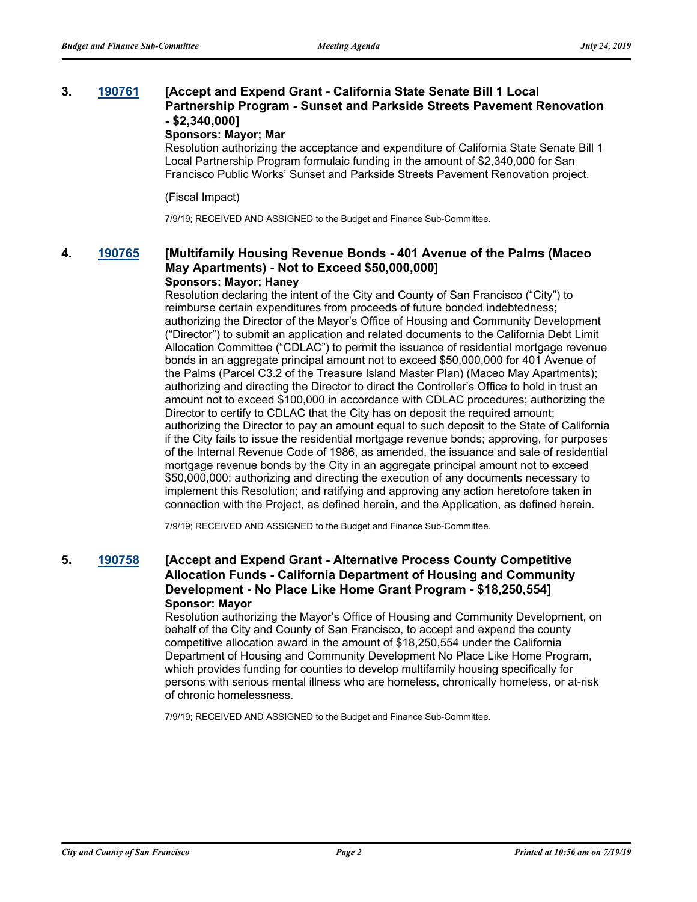### 3. 190761 [Accept and Expend Grant - California State Senate Bill 1 Local Partnership Program - Sunset and Parkside Streets Pavement Renovation - $2,340,000]

**Sponsors: Mayor; Mar**

Resolution authorizing the acceptance and expenditure of California State Senate Bill 1 Local Partnership Program formulaic funding in the amount of $2,340,000 for San Francisco Public Works' Sunset and Parkside Streets Pavement Renovation project.

(Fiscal Impact)

7/9/19; RECEIVED AND ASSIGNED to the Budget and Finance Sub-Committee.

### 4. 190765 [Multifamily Housing Revenue Bonds - 401 Avenue of the Palms (Maceo May Apartments) - Not to Exceed $50,000,000]

**Sponsors: Mayor; Haney**

Resolution declaring the intent of the City and County of San Francisco ("City") to reimburse certain expenditures from proceeds of future bonded indebtedness; authorizing the Director of the Mayor's Office of Housing and Community Development ("Director") to submit an application and related documents to the California Debt Limit Allocation Committee ("CDLAC") to permit the issuance of residential mortgage revenue bonds in an aggregate principal amount not to exceed $50,000,000 for 401 Avenue of the Palms (Parcel C3.2 of the Treasure Island Master Plan) (Maceo May Apartments); authorizing and directing the Director to direct the Controller's Office to hold in trust an amount not to exceed $100,000 in accordance with CDLAC procedures; authorizing the Director to certify to CDLAC that the City has on deposit the required amount; authorizing the Director to pay an amount equal to such deposit to the State of California if the City fails to issue the residential mortgage revenue bonds; approving, for purposes of the Internal Revenue Code of 1986, as amended, the issuance and sale of residential mortgage revenue bonds by the City in an aggregate principal amount not to exceed $50,000,000; authorizing and directing the execution of any documents necessary to implement this Resolution; and ratifying and approving any action heretofore taken in connection with the Project, as defined herein, and the Application, as defined herein.

7/9/19; RECEIVED AND ASSIGNED to the Budget and Finance Sub-Committee.

### 5. 190758 [Accept and Expend Grant - Alternative Process County Competitive Allocation Funds - California Department of Housing and Community Development - No Place Like Home Grant Program - $18,250,554]

**Sponsor: Mayor**

Resolution authorizing the Mayor's Office of Housing and Community Development, on behalf of the City and County of San Francisco, to accept and expend the county competitive allocation award in the amount of $18,250,554 under the California Department of Housing and Community Development No Place Like Home Program, which provides funding for counties to develop multifamily housing specifically for persons with serious mental illness who are homeless, chronically homeless, or at-risk of chronic homelessness.

7/9/19; RECEIVED AND ASSIGNED to the Budget and Finance Sub-Committee.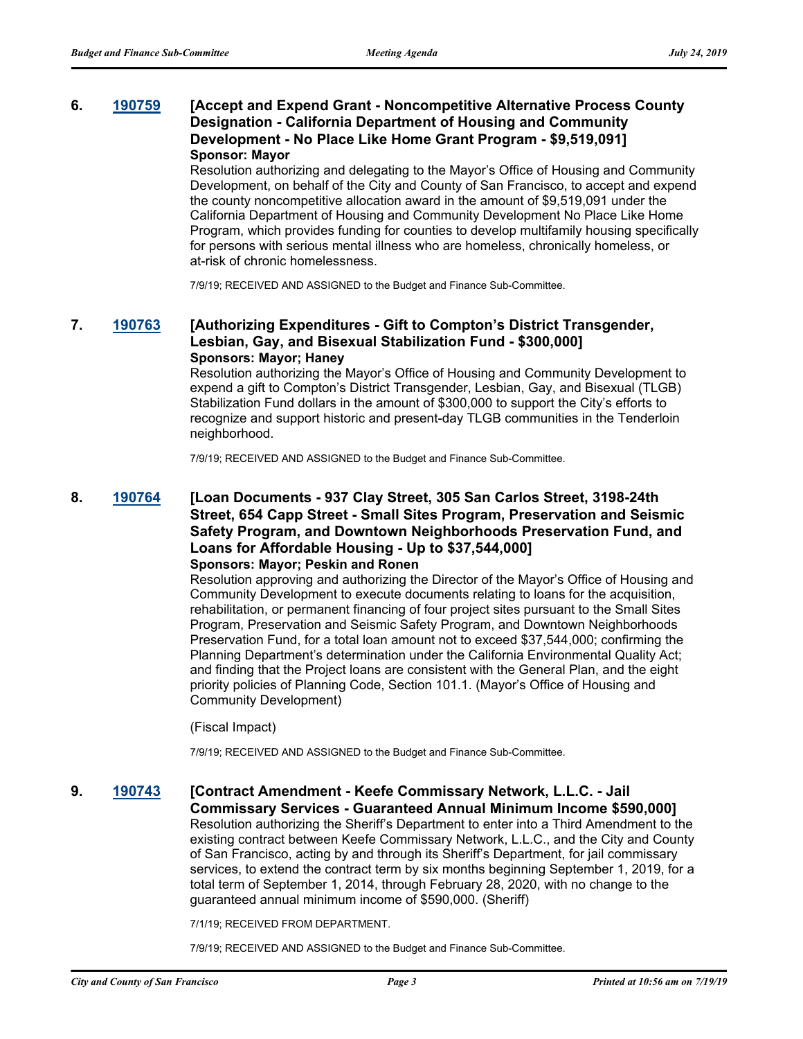**6. [190759](190759) [Accept and Expend Grant - Noncompetitive Alternative Process County Designation - California Department of Housing and Community Development - No Place Like Home Grant Program - $9,519,091]**

**Sponsor: Mayor**

Resolution authorizing and delegating to the Mayor's Office of Housing and Community Development, on behalf of the City and County of San Francisco, to accept and expend the county noncompetitive allocation award in the amount of $9,519,091 under the California Department of Housing and Community Development No Place Like Home Program, which provides funding for counties to develop multifamily housing specifically for persons with serious mental illness who are homeless, chronically homeless, or at-risk of chronic homelessness.

7/9/19; RECEIVED AND ASSIGNED to the Budget and Finance Sub-Committee.

**7. [190763](190763) [Authorizing Expenditures - Gift to Compton's District Transgender, Lesbian, Gay, and Bisexual Stabilization Fund - $300,000]**

**Sponsors: Mayor; Haney**

Resolution authorizing the Mayor's Office of Housing and Community Development to expend a gift to Compton's District Transgender, Lesbian, Gay, and Bisexual (TLGB) Stabilization Fund dollars in the amount of $300,000 to support the City's efforts to recognize and support historic and present-day TLGB communities in the Tenderloin neighborhood.

7/9/19; RECEIVED AND ASSIGNED to the Budget and Finance Sub-Committee.

**8. [190764](190764) [Loan Documents - 937 Clay Street, 305 San Carlos Street, 3198-24th Street, 654 Capp Street - Small Sites Program, Preservation and Seismic Safety Program, and Downtown Neighborhoods Preservation Fund, and Loans for Affordable Housing - Up to $37,544,000]**

**Sponsors: Mayor; Peskin and Ronen**

Resolution approving and authorizing the Director of the Mayor's Office of Housing and Community Development to execute documents relating to loans for the acquisition, rehabilitation, or permanent financing of four project sites pursuant to the Small Sites Program, Preservation and Seismic Safety Program, and Downtown Neighborhoods Preservation Fund, for a total loan amount not to exceed $37,544,000; confirming the Planning Department's determination under the California Environmental Quality Act; and finding that the Project loans are consistent with the General Plan, and the eight priority policies of Planning Code, Section 101.1. (Mayor's Office of Housing and Community Development)

(Fiscal Impact)

7/9/19; RECEIVED AND ASSIGNED to the Budget and Finance Sub-Committee.

**9. [190743](190743) [Contract Amendment - Keefe Commissary Network, L.L.C. - Jail Commissary Services - Guaranteed Annual Minimum Income $590,000]**

Resolution authorizing the Sheriff's Department to enter into a Third Amendment to the existing contract between Keefe Commissary Network, L.L.C., and the City and County of San Francisco, acting by and through its Sheriff's Department, for jail commissary services, to extend the contract term by six months beginning September 1, 2019, for a total term of September 1, 2014, through February 28, 2020, with no change to the guaranteed annual minimum income of $590,000. (Sheriff)

7/1/19; RECEIVED FROM DEPARTMENT.

7/9/19; RECEIVED AND ASSIGNED to the Budget and Finance Sub-Committee.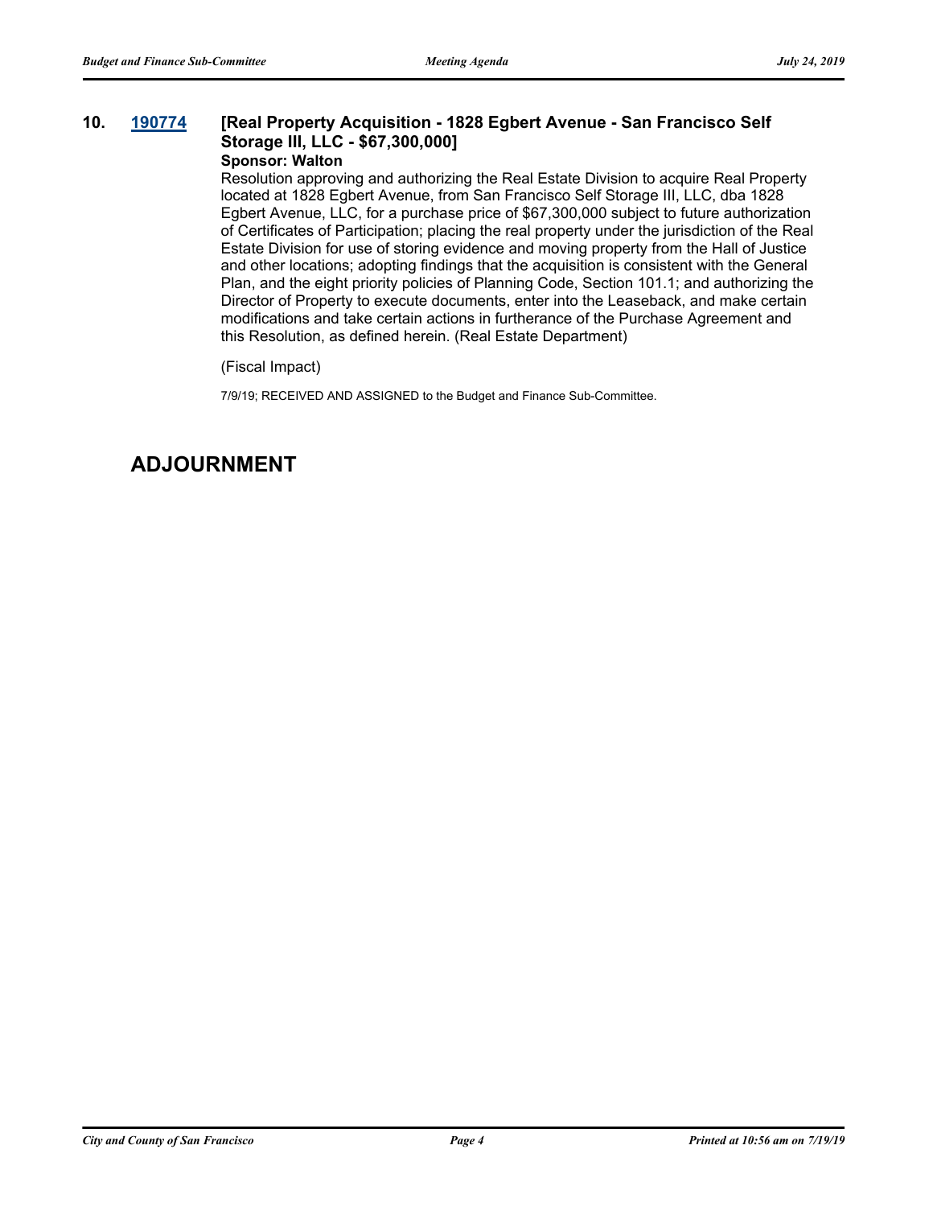**10.** **[190774](190774)** **[Real Property Acquisition - 1828 Egbert Avenue - San Francisco Self Storage III, LLC - $67,300,000]**

**Sponsor: Walton**

Resolution approving and authorizing the Real Estate Division to acquire Real Property located at 1828 Egbert Avenue, from San Francisco Self Storage III, LLC, dba 1828 Egbert Avenue, LLC, for a purchase price of $67,300,000 subject to future authorization of Certificates of Participation; placing the real property under the jurisdiction of the Real Estate Division for use of storing evidence and moving property from the Hall of Justice and other locations; adopting findings that the acquisition is consistent with the General Plan, and the eight priority policies of Planning Code, Section 101.1; and authorizing the Director of Property to execute documents, enter into the Leaseback, and make certain modifications and take certain actions in furtherance of the Purchase Agreement and this Resolution, as defined herein. (Real Estate Department)

(Fiscal Impact)

7/9/19; RECEIVED AND ASSIGNED to the Budget and Finance Sub-Committee.

# ADJOURNMENT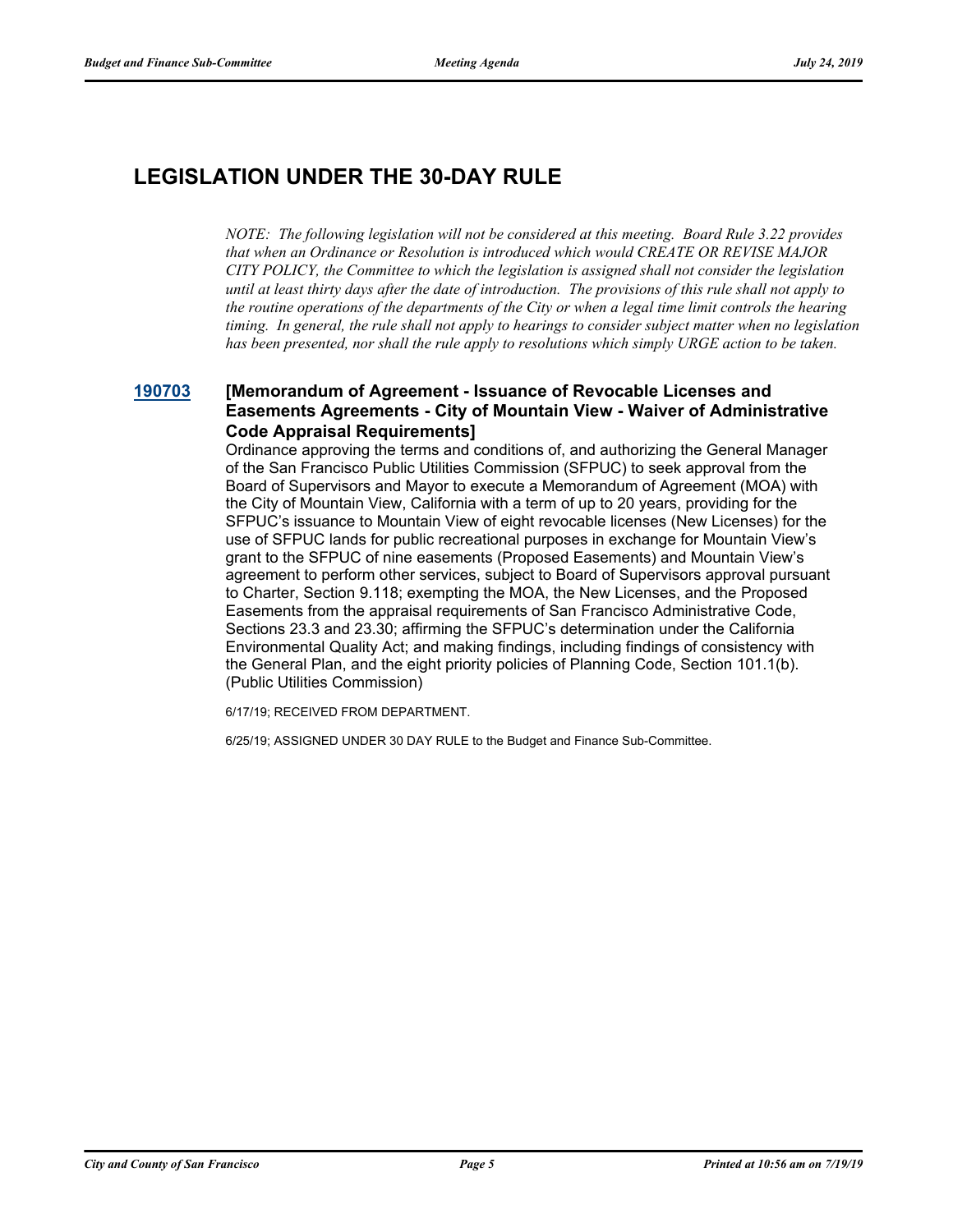# LEGISLATION UNDER THE 30-DAY RULE

*NOTE: The following legislation will not be considered at this meeting. Board Rule 3.22 provides that when an Ordinance or Resolution is introduced which would CREATE OR REVISE MAJOR CITY POLICY, the Committee to which the legislation is assigned shall not consider the legislation until at least thirty days after the date of introduction. The provisions of this rule shall not apply to the routine operations of the departments of the City or when a legal time limit controls the hearing timing. In general, the rule shall not apply to hearings to consider subject matter when no legislation has been presented, nor shall the rule apply to resolutions which simply URGE action to be taken.*

**190703 [Memorandum of Agreement - Issuance of Revocable Licenses and Easements Agreements - City of Mountain View - Waiver of Administrative Code Appraisal Requirements]**

Ordinance approving the terms and conditions of, and authorizing the General Manager of the San Francisco Public Utilities Commission (SFPUC) to seek approval from the Board of Supervisors and Mayor to execute a Memorandum of Agreement (MOA) with the City of Mountain View, California with a term of up to 20 years, providing for the SFPUC's issuance to Mountain View of eight revocable licenses (New Licenses) for the use of SFPUC lands for public recreational purposes in exchange for Mountain View's grant to the SFPUC of nine easements (Proposed Easements) and Mountain View's agreement to perform other services, subject to Board of Supervisors approval pursuant to Charter, Section 9.118; exempting the MOA, the New Licenses, and the Proposed Easements from the appraisal requirements of San Francisco Administrative Code, Sections 23.3 and 23.30; affirming the SFPUC's determination under the California Environmental Quality Act; and making findings, including findings of consistency with the General Plan, and the eight priority policies of Planning Code, Section 101.1(b). (Public Utilities Commission)

6/17/19; RECEIVED FROM DEPARTMENT.

6/25/19; ASSIGNED UNDER 30 DAY RULE to the Budget and Finance Sub-Committee.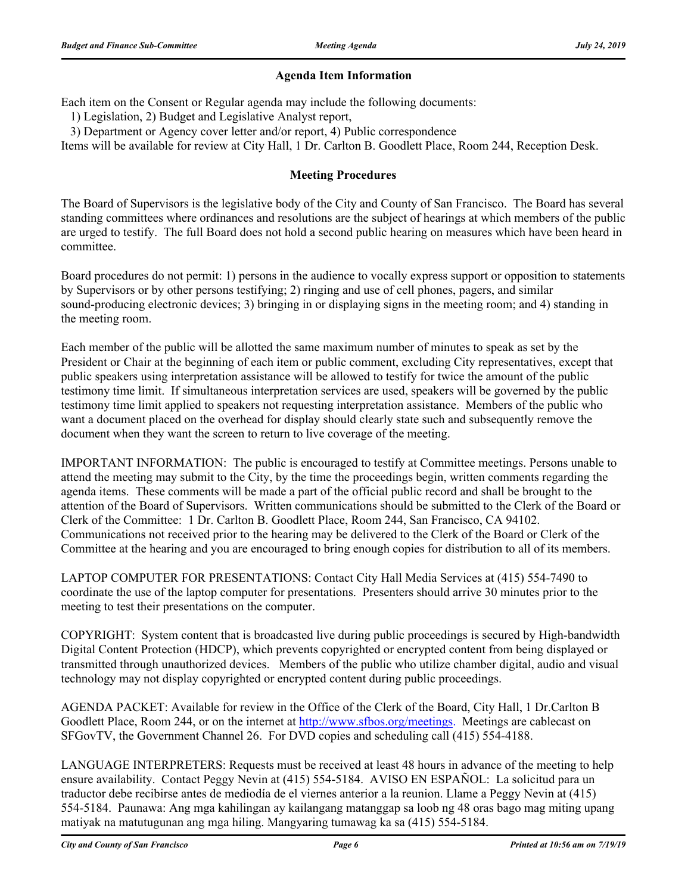## Agenda Item Information

Each item on the Consent or Regular agenda may include the following documents:
  1) Legislation, 2) Budget and Legislative Analyst report,
  3) Department or Agency cover letter and/or report, 4) Public correspondence
Items will be available for review at City Hall, 1 Dr. Carlton B. Goodlett Place, Room 244, Reception Desk.

## Meeting Procedures

The Board of Supervisors is the legislative body of the City and County of San Francisco. The Board has several standing committees where ordinances and resolutions are the subject of hearings at which members of the public are urged to testify. The full Board does not hold a second public hearing on measures which have been heard in committee.

Board procedures do not permit: 1) persons in the audience to vocally express support or opposition to statements by Supervisors or by other persons testifying; 2) ringing and use of cell phones, pagers, and similar sound-producing electronic devices; 3) bringing in or displaying signs in the meeting room; and 4) standing in the meeting room.

Each member of the public will be allotted the same maximum number of minutes to speak as set by the President or Chair at the beginning of each item or public comment, excluding City representatives, except that public speakers using interpretation assistance will be allowed to testify for twice the amount of the public testimony time limit. If simultaneous interpretation services are used, speakers will be governed by the public testimony time limit applied to speakers not requesting interpretation assistance. Members of the public who want a document placed on the overhead for display should clearly state such and subsequently remove the document when they want the screen to return to live coverage of the meeting.

IMPORTANT INFORMATION: The public is encouraged to testify at Committee meetings. Persons unable to attend the meeting may submit to the City, by the time the proceedings begin, written comments regarding the agenda items. These comments will be made a part of the official public record and shall be brought to the attention of the Board of Supervisors. Written communications should be submitted to the Clerk of the Board or Clerk of the Committee: 1 Dr. Carlton B. Goodlett Place, Room 244, San Francisco, CA 94102. Communications not received prior to the hearing may be delivered to the Clerk of the Board or Clerk of the Committee at the hearing and you are encouraged to bring enough copies for distribution to all of its members.

LAPTOP COMPUTER FOR PRESENTATIONS: Contact City Hall Media Services at (415) 554-7490 to coordinate the use of the laptop computer for presentations. Presenters should arrive 30 minutes prior to the meeting to test their presentations on the computer.

COPYRIGHT: System content that is broadcasted live during public proceedings is secured by High-bandwidth Digital Content Protection (HDCP), which prevents copyrighted or encrypted content from being displayed or transmitted through unauthorized devices. Members of the public who utilize chamber digital, audio and visual technology may not display copyrighted or encrypted content during public proceedings.

AGENDA PACKET: Available for review in the Office of the Clerk of the Board, City Hall, 1 Dr.Carlton B Goodlett Place, Room 244, or on the internet at [http://www.sfbos.org/meetings](http://www.sfbos.org/meetings). Meetings are cablecast on SFGovTV, the Government Channel 26. For DVD copies and scheduling call (415) 554-4188.

LANGUAGE INTERPRETERS: Requests must be received at least 48 hours in advance of the meeting to help ensure availability. Contact Peggy Nevin at (415) 554-5184. AVISO EN ESPAÑOL: La solicitud para un traductor debe recibirse antes de mediodía de el viernes anterior a la reunion. Llame a Peggy Nevin at (415) 554-5184. Paunawa: Ang mga kahilingan ay kailangang matanggap sa loob ng 48 oras bago mag miting upang matiyak na matutugunan ang mga hiling. Mangyaring tumawag ka sa (415) 554-5184.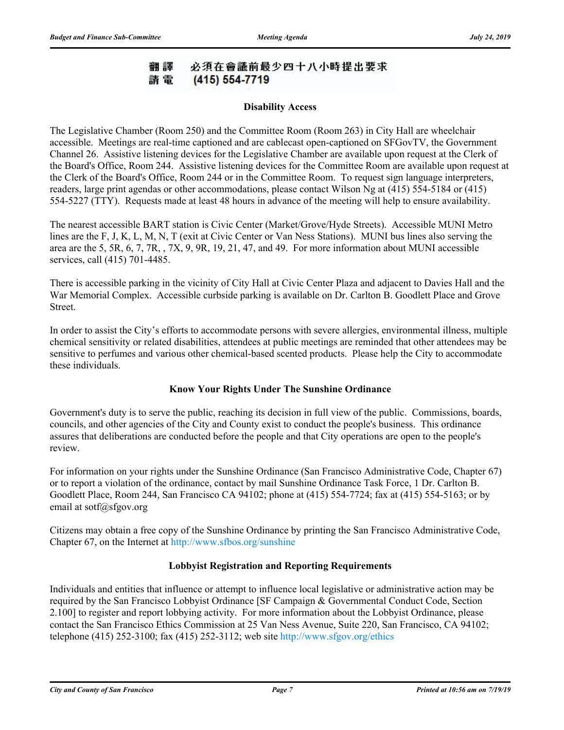翻譯　必須在會議前最少四十八小時提出要求
請電　(415) 554-7719

## Disability Access

The Legislative Chamber (Room 250) and the Committee Room (Room 263) in City Hall are wheelchair accessible. Meetings are real-time captioned and are cablecast open-captioned on SFGovTV, the Government Channel 26. Assistive listening devices for the Legislative Chamber are available upon request at the Clerk of the Board's Office, Room 244. Assistive listening devices for the Committee Room are available upon request at the Clerk of the Board's Office, Room 244 or in the Committee Room. To request sign language interpreters, readers, large print agendas or other accommodations, please contact Wilson Ng at (415) 554-5184 or (415) 554-5227 (TTY). Requests made at least 48 hours in advance of the meeting will help to ensure availability.

The nearest accessible BART station is Civic Center (Market/Grove/Hyde Streets). Accessible MUNI Metro lines are the F, J, K, L, M, N, T (exit at Civic Center or Van Ness Stations). MUNI bus lines also serving the area are the 5, 5R, 6, 7, 7R, , 7X, 9, 9R, 19, 21, 47, and 49. For more information about MUNI accessible services, call (415) 701-4485.

There is accessible parking in the vicinity of City Hall at Civic Center Plaza and adjacent to Davies Hall and the War Memorial Complex. Accessible curbside parking is available on Dr. Carlton B. Goodlett Place and Grove Street.

In order to assist the City's efforts to accommodate persons with severe allergies, environmental illness, multiple chemical sensitivity or related disabilities, attendees at public meetings are reminded that other attendees may be sensitive to perfumes and various other chemical-based scented products. Please help the City to accommodate these individuals.

## Know Your Rights Under The Sunshine Ordinance

Government's duty is to serve the public, reaching its decision in full view of the public. Commissions, boards, councils, and other agencies of the City and County exist to conduct the people's business. This ordinance assures that deliberations are conducted before the people and that City operations are open to the people's review.

For information on your rights under the Sunshine Ordinance (San Francisco Administrative Code, Chapter 67) or to report a violation of the ordinance, contact by mail Sunshine Ordinance Task Force, 1 Dr. Carlton B. Goodlett Place, Room 244, San Francisco CA 94102; phone at (415) 554-7724; fax at (415) 554-5163; or by email at sotf@sfgov.org

Citizens may obtain a free copy of the Sunshine Ordinance by printing the San Francisco Administrative Code, Chapter 67, on the Internet at http://www.sfbos.org/sunshine

## Lobbyist Registration and Reporting Requirements

Individuals and entities that influence or attempt to influence local legislative or administrative action may be required by the San Francisco Lobbyist Ordinance [SF Campaign & Governmental Conduct Code, Section 2.100] to register and report lobbying activity. For more information about the Lobbyist Ordinance, please contact the San Francisco Ethics Commission at 25 Van Ness Avenue, Suite 220, San Francisco, CA 94102; telephone (415) 252-3100; fax (415) 252-3112; web site http://www.sfgov.org/ethics